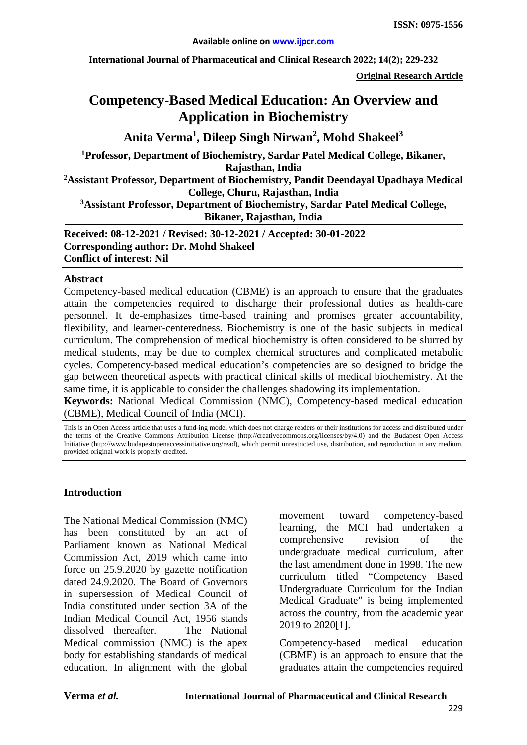**ISSN: 0975-1556**

Available online on www.ijpcr.com

**Original Research Article**

# Competency-Based Medical Education: An Overview and Application in Biochemistry

**Anita Verma[1], Dileep Singh Nirwan[2], Mohd Shakeel[3]**

[1]Professor, Department of Biochemistry, Sardar Patel Medical College, Bikaner, Rajasthan, India

[2]Assistant Professor, Department of Biochemistry, Pandit Deendayal Upadhaya Medical College, Churu, Rajasthan, India

[3]Assistant Professor, Department of Biochemistry, Sardar Patel Medical College, Bikaner, Rajasthan, India

**Received: 08-12-2021 / Revised: 30-12-2021 / Accepted: 30-01-2022**
**Corresponding author: Dr. Mohd Shakeel**
**Conflict of interest: Nil**

## Abstract

Competency-based medical education (CBME) is an approach to ensure that the graduates attain the competencies required to discharge their professional duties as health-care personnel. It de-emphasizes time-based training and promises greater accountability, flexibility, and learner-centeredness. Biochemistry is one of the basic subjects in medical curriculum. The comprehension of medical biochemistry is often considered to be slurred by medical students, may be due to complex chemical structures and complicated metabolic cycles. Competency-based medical education's competencies are so designed to bridge the gap between theoretical aspects with practical clinical skills of medical biochemistry. At the same time, it is applicable to consider the challenges shadowing its implementation.

**Keywords:** National Medical Commission (NMC), Competency-based medical education (CBME), Medical Council of India (MCI).

This is an Open Access article that uses a fund-ing model which does not charge readers or their institutions for access and distributed under the terms of the Creative Commons Attribution License (http://creativecommons.org/licenses/by/4.0) and the Budapest Open Access Initiative (http://www.budapestopenaccessinitiative.org/read), which permit unrestricted use, distribution, and reproduction in any medium, provided original work is properly credited.

## Introduction

The National Medical Commission (NMC) has been constituted by an act of Parliament known as National Medical Commission Act, 2019 which came into force on 25.9.2020 by gazette notification dated 24.9.2020. The Board of Governors in supersession of Medical Council of India constituted under section 3A of the Indian Medical Council Act, 1956 stands dissolved thereafter. The National Medical commission (NMC) is the apex body for establishing standards of medical education. In alignment with the global movement toward competency-based learning, the MCI had undertaken a comprehensive revision of the undergraduate medical curriculum, after the last amendment done in 1998. The new curriculum titled "Competency Based Undergraduate Curriculum for the Indian Medical Graduate" is being implemented across the country, from the academic year 2019 to 2020[1].

Competency-based medical education (CBME) is an approach to ensure that the graduates attain the competencies required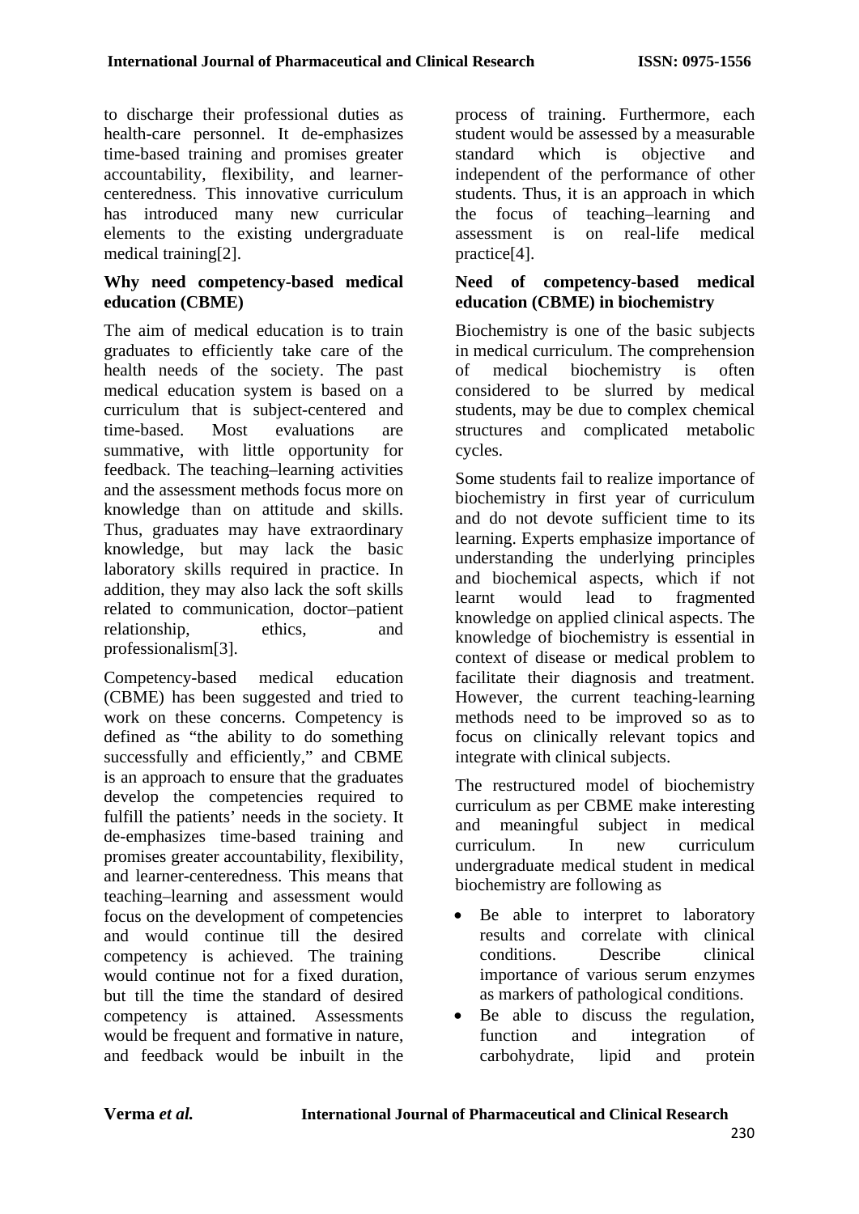to discharge their professional duties as health-care personnel. It de-emphasizes time-based training and promises greater accountability, flexibility, and learner-centeredness. This innovative curriculum has introduced many new curricular elements to the existing undergraduate medical training[2].

### Why need competency-based medical education (CBME)

The aim of medical education is to train graduates to efficiently take care of the health needs of the society. The past medical education system is based on a curriculum that is subject-centered and time-based. Most evaluations are summative, with little opportunity for feedback. The teaching–learning activities and the assessment methods focus more on knowledge than on attitude and skills. Thus, graduates may have extraordinary knowledge, but may lack the basic laboratory skills required in practice. In addition, they may also lack the soft skills related to communication, doctor–patient relationship, ethics, and professionalism[3].

Competency-based medical education (CBME) has been suggested and tried to work on these concerns. Competency is defined as "the ability to do something successfully and efficiently," and CBME is an approach to ensure that the graduates develop the competencies required to fulfill the patients' needs in the society. It de-emphasizes time-based training and promises greater accountability, flexibility, and learner-centeredness. This means that teaching–learning and assessment would focus on the development of competencies and would continue till the desired competency is achieved. The training would continue not for a fixed duration, but till the time the standard of desired competency is attained. Assessments would be frequent and formative in nature, and feedback would be inbuilt in the process of training. Furthermore, each student would be assessed by a measurable standard which is objective and independent of the performance of other students. Thus, it is an approach in which the focus of teaching–learning and assessment is on real-life medical practice[4].

### Need of competency-based medical education (CBME) in biochemistry

Biochemistry is one of the basic subjects in medical curriculum. The comprehension of medical biochemistry is often considered to be slurred by medical students, may be due to complex chemical structures and complicated metabolic cycles.

Some students fail to realize importance of biochemistry in first year of curriculum and do not devote sufficient time to its learning. Experts emphasize importance of understanding the underlying principles and biochemical aspects, which if not learnt would lead to fragmented knowledge on applied clinical aspects. The knowledge of biochemistry is essential in context of disease or medical problem to facilitate their diagnosis and treatment. However, the current teaching-learning methods need to be improved so as to focus on clinically relevant topics and integrate with clinical subjects.

The restructured model of biochemistry curriculum as per CBME make interesting and meaningful subject in medical curriculum. In new curriculum undergraduate medical student in medical biochemistry are following as

- Be able to interpret to laboratory results and correlate with clinical conditions. Describe clinical importance of various serum enzymes as markers of pathological conditions.
- Be able to discuss the regulation, function and integration of carbohydrate, lipid and protein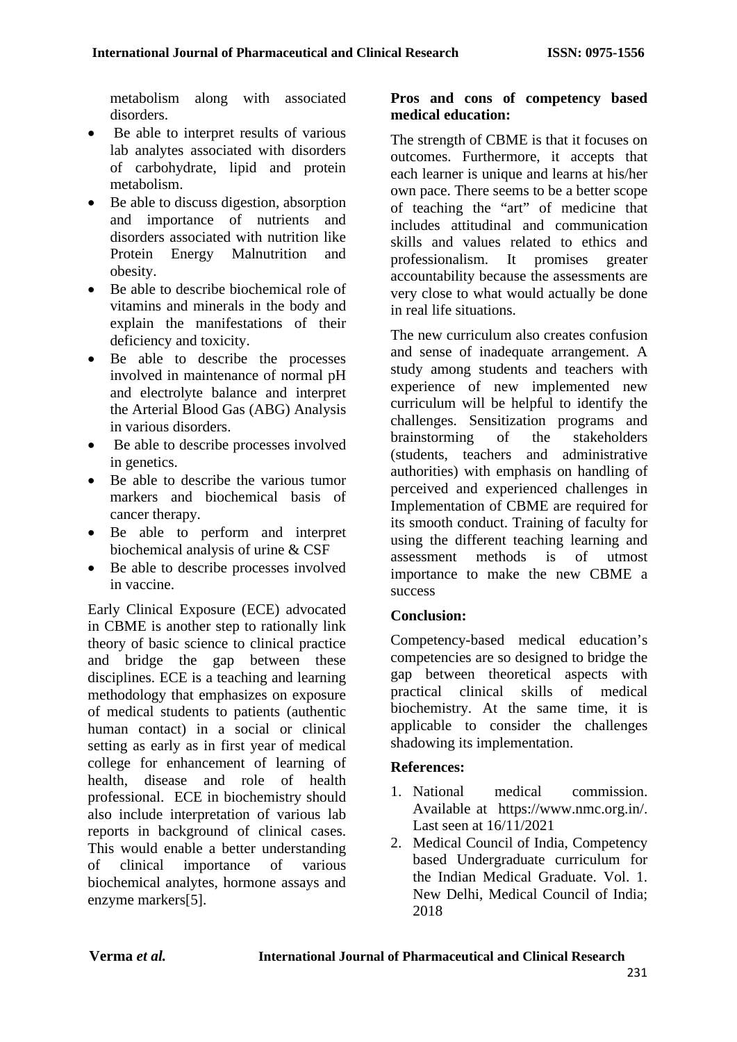metabolism along with associated disorders.

- Be able to interpret results of various lab analytes associated with disorders of carbohydrate, lipid and protein metabolism.
- Be able to discuss digestion, absorption and importance of nutrients and disorders associated with nutrition like Protein Energy Malnutrition and obesity.
- Be able to describe biochemical role of vitamins and minerals in the body and explain the manifestations of their deficiency and toxicity.
- Be able to describe the processes involved in maintenance of normal pH and electrolyte balance and interpret the Arterial Blood Gas (ABG) Analysis in various disorders.
- Be able to describe processes involved in genetics.
- Be able to describe the various tumor markers and biochemical basis of cancer therapy.
- Be able to perform and interpret biochemical analysis of urine & CSF
- Be able to describe processes involved in vaccine.

Early Clinical Exposure (ECE) advocated in CBME is another step to rationally link theory of basic science to clinical practice and bridge the gap between these disciplines. ECE is a teaching and learning methodology that emphasizes on exposure of medical students to patients (authentic human contact) in a social or clinical setting as early as in first year of medical college for enhancement of learning of health, disease and role of health professional. ECE in biochemistry should also include interpretation of various lab reports in background of clinical cases. This would enable a better understanding of clinical importance of various biochemical analytes, hormone assays and enzyme markers[5].

**Pros and cons of competency based medical education:**

The strength of CBME is that it focuses on outcomes. Furthermore, it accepts that each learner is unique and learns at his/her own pace. There seems to be a better scope of teaching the "art" of medicine that includes attitudinal and communication skills and values related to ethics and professionalism. It promises greater accountability because the assessments are very close to what would actually be done in real life situations.

The new curriculum also creates confusion and sense of inadequate arrangement. A study among students and teachers with experience of new implemented new curriculum will be helpful to identify the challenges. Sensitization programs and brainstorming of the stakeholders (students, teachers and administrative authorities) with emphasis on handling of perceived and experienced challenges in Implementation of CBME are required for its smooth conduct. Training of faculty for using the different teaching learning and assessment methods is of utmost importance to make the new CBME a success

**Conclusion:**

Competency-based medical education's competencies are so designed to bridge the gap between theoretical aspects with practical clinical skills of medical biochemistry. At the same time, it is applicable to consider the challenges shadowing its implementation.

**References:**

1. National medical commission. Available at https://www.nmc.org.in/. Last seen at 16/11/2021
2. Medical Council of India, Competency based Undergraduate curriculum for the Indian Medical Graduate. Vol. 1. New Delhi, Medical Council of India; 2018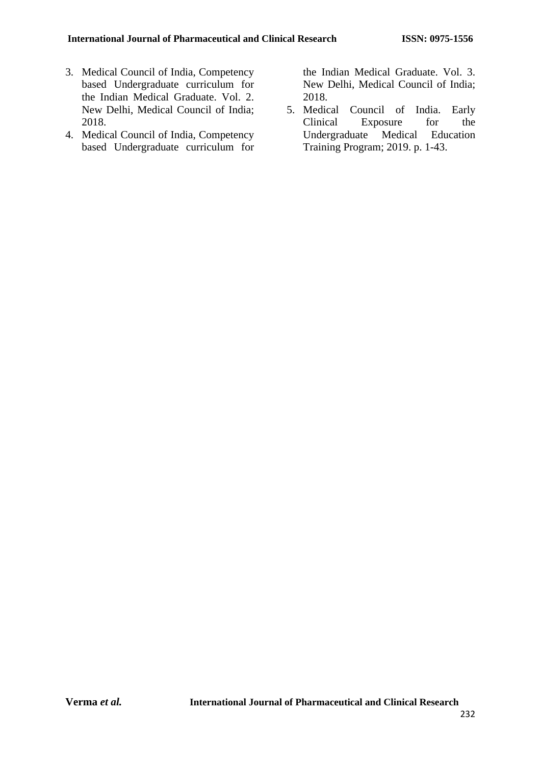3. Medical Council of India, Competency based Undergraduate curriculum for the Indian Medical Graduate. Vol. 2. New Delhi, Medical Council of India; 2018.
4. Medical Council of India, Competency based Undergraduate curriculum for the Indian Medical Graduate. Vol. 3. New Delhi, Medical Council of India; 2018.
5. Medical Council of India. Early Clinical Exposure for the Undergraduate Medical Education Training Program; 2019. p. 1-43.